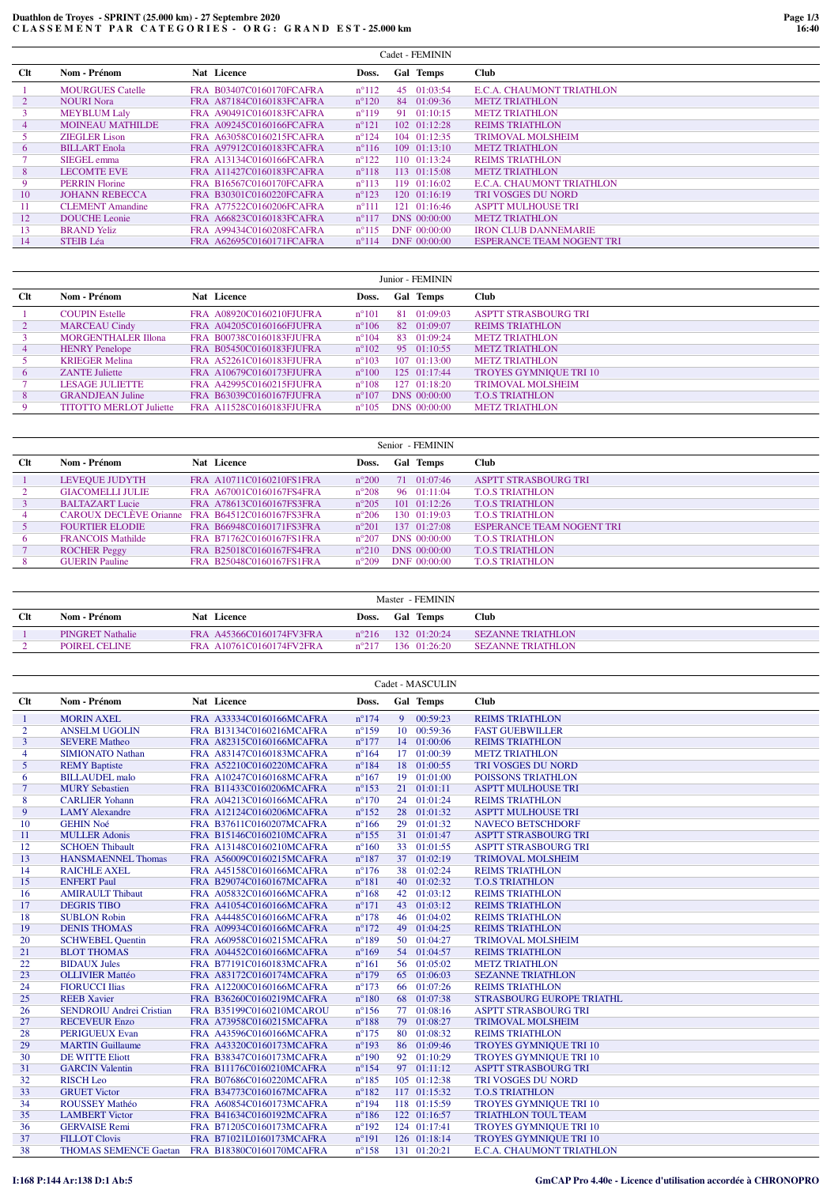# Duathlon de Troyes - SPRINT (25.000 km) - 27 Septembre 2020

## C L A S S E M E N T P A R C A T E G O R I E S - O R G : G R A N D E S T - 25.000 km

### Cadet - FEMININ

| Clt | Nom - Prénom | Nat | Licence | Doss. | Gal | Temps | Club |
|---|---|---|---|---|---|---|---|
| 1 | MOURGUES Catelle | FRA | B03407C0160170FCAFRA | n°112 | 45 | 01:03:54 | E.C.A. CHAUMONT TRIATHLON |
| 2 | NOURI Nora | FRA | A87184C0160183FCAFRA | n°120 | 84 | 01:09:36 | METZ TRIATHLON |
| 3 | MEYBLUM Laly | FRA | A90491C0160183FCAFRA | n°119 | 91 | 01:10:15 | METZ TRIATHLON |
| 4 | MOINEAU MATHILDE | FRA | A09245C0160166FCAFRA | n°121 | 102 | 01:12:28 | REIMS TRIATHLON |
| 5 | ZIEGLER Lison | FRA | A63058C0160215FCAFRA | n°124 | 104 | 01:12:35 | TRIMOVAL MOLSHEIM |
| 6 | BILLART Enola | FRA | A97912C0160183FCAFRA | n°116 | 109 | 01:13:10 | METZ TRIATHLON |
| 7 | SIEGEL emma | FRA | A13134C0160166FCAFRA | n°122 | 110 | 01:13:24 | REIMS TRIATHLON |
| 8 | LECOMTE EVE | FRA | A11427C0160183FCAFRA | n°118 | 113 | 01:15:08 | METZ TRIATHLON |
| 9 | PERRIN Florine | FRA | B16567C0160170FCAFRA | n°113 | 119 | 01:16:02 | E.C.A. CHAUMONT TRIATHLON |
| 10 | JOHANN REBECCA | FRA | B30301C0160220FCAFRA | n°123 | 120 | 01:16:19 | TRI VOSGES DU NORD |
| 11 | CLEMENT Amandine | FRA | A77522C0160206FCAFRA | n°111 | 121 | 01:16:46 | ASPTT MULHOUSE TRI |
| 12 | DOUCHE Leonie | FRA | A66823C0160183FCAFRA | n°117 | DNS | 00:00:00 | METZ TRIATHLON |
| 13 | BRAND Yeliz | FRA | A99434C0160208FCAFRA | n°115 | DNF | 00:00:00 | IRON CLUB DANNEMARIE |
| 14 | STEIB Léa | FRA | A62695C0160171FCAFRA | n°114 | DNF | 00:00:00 | ESPERANCE TEAM NOGENT TRI |

### Junior - FEMININ

| Clt | Nom - Prénom | Nat | Licence | Doss. | Gal | Temps | Club |
|---|---|---|---|---|---|---|---|
| 1 | COUPIN Estelle | FRA | A08920C0160210FJUFRA | n°101 | 81 | 01:09:03 | ASPTT STRASBOURG TRI |
| 2 | MARCEAU Cindy | FRA | A04205C0160166FJUFRA | n°106 | 82 | 01:09:07 | REIMS TRIATHLON |
| 3 | MORGENTHALER Illona | FRA | B00738C0160183FJUFRA | n°104 | 83 | 01:09:24 | METZ TRIATHLON |
| 4 | HENRY Penelope | FRA | B05450C0160183FJUFRA | n°102 | 95 | 01:10:55 | METZ TRIATHLON |
| 5 | KRIEGER Melina | FRA | A52261C0160183FJUFRA | n°103 | 107 | 01:13:00 | METZ TRIATHLON |
| 6 | ZANTE Juliette | FRA | A10679C0160173FJUFRA | n°100 | 125 | 01:17:44 | TROYES GYMNIQUE TRI 10 |
| 7 | LESAGE JULIETTE | FRA | A42995C0160215FJUFRA | n°108 | 127 | 01:18:20 | TRIMOVAL MOLSHEIM |
| 8 | GRANDJEAN Juline | FRA | B63039C0160167FJUFRA | n°107 | DNS | 00:00:00 | T.O.S TRIATHLON |
| 9 | TITOTTO MERLOT Juliette | FRA | A11528C0160183FJUFRA | n°105 | DNS | 00:00:00 | METZ TRIATHLON |

### Senior - FEMININ

| Clt | Nom - Prénom | Nat | Licence | Doss. | Gal | Temps | Club |
|---|---|---|---|---|---|---|---|
| 1 | LEVEQUE JUDYTH | FRA | A10711C0160210FS1FRA | n°200 | 71 | 01:07:46 | ASPTT STRASBOURG TRI |
| 2 | GIACOMELLI JULIE | FRA | A67001C0160167FS4FRA | n°208 | 96 | 01:11:04 | T.O.S TRIATHLON |
| 3 | BALTAZART Lucie | FRA | A78613C0160167FS3FRA | n°205 | 101 | 01:12:26 | T.O.S TRIATHLON |
| 4 | CAROUX DECLÈVE Orianne | FRA | B64512C0160167FS3FRA | n°206 | 130 | 01:19:03 | T.O.S TRIATHLON |
| 5 | FOURTIER ELODIE | FRA | B66948C0160171FS3FRA | n°201 | 137 | 01:27:08 | ESPERANCE TEAM NOGENT TRI |
| 6 | FRANCOIS Mathilde | FRA | B71762C0160167FS1FRA | n°207 | DNS | 00:00:00 | T.O.S TRIATHLON |
| 7 | ROCHER Peggy | FRA | B25018C0160167FS4FRA | n°210 | DNS | 00:00:00 | T.O.S TRIATHLON |
| 8 | GUERIN Pauline | FRA | B25048C0160167FS1FRA | n°209 | DNF | 00:00:00 | T.O.S TRIATHLON |

### Master - FEMININ

| Clt | Nom - Prénom | Nat | Licence | Doss. | Gal | Temps | Club |
|---|---|---|---|---|---|---|---|
| 1 | PINGRET Nathalie | FRA | A45366C0160174FV3FRA | n°216 | 132 | 01:20:24 | SEZANNE TRIATHLON |
| 2 | POIREL CELINE | FRA | A10761C0160174FV2FRA | n°217 | 136 | 01:26:20 | SEZANNE TRIATHLON |

### Cadet - MASCULIN

| Clt | Nom - Prénom | Nat | Licence | Doss. | Gal | Temps | Club |
|---|---|---|---|---|---|---|---|
| 1 | MORIN AXEL | FRA | A33334C0160166MCAFRA | n°174 | 9 | 00:59:23 | REIMS TRIATHLON |
| 2 | ANSELM UGOLIN | FRA | B13134C0160216MCAFRA | n°159 | 10 | 00:59:36 | FAST GUEBWILLER |
| 3 | SEVERE Matheo | FRA | A82315C0160166MCAFRA | n°177 | 14 | 01:00:06 | REIMS TRIATHLON |
| 4 | SIMIONATO Nathan | FRA | A83147C0160183MCAFRA | n°164 | 17 | 01:00:39 | METZ TRIATHLON |
| 5 | REMY Baptiste | FRA | A52210C0160220MCAFRA | n°184 | 18 | 01:00:55 | TRI VOSGES DU NORD |
| 6 | BILLAUDEL malo | FRA | A10247C0160168MCAFRA | n°167 | 19 | 01:01:00 | POISSONS TRIATHLON |
| 7 | MURY Sebastien | FRA | B11433C0160206MCAFRA | n°153 | 21 | 01:01:11 | ASPTT MULHOUSE TRI |
| 8 | CARLIER Yohann | FRA | A04213C0160166MCAFRA | n°170 | 24 | 01:01:24 | REIMS TRIATHLON |
| 9 | LAMY Alexandre | FRA | A12124C0160206MCAFRA | n°152 | 28 | 01:01:32 | ASPTT MULHOUSE TRI |
| 10 | GEHIN Noé | FRA | B37611C0160207MCAFRA | n°166 | 29 | 01:01:32 | NAVECO BETSCHDORF |
| 11 | MULLER Adonis | FRA | B15146C0160210MCAFRA | n°155 | 31 | 01:01:47 | ASPTT STRASBOURG TRI |
| 12 | SCHOEN Thibault | FRA | A13148C0160210MCAFRA | n°160 | 33 | 01:01:55 | ASPTT STRASBOURG TRI |
| 13 | HANSMAENNEL Thomas | FRA | A56009C0160215MCAFRA | n°187 | 37 | 01:02:19 | TRIMOVAL MOLSHEIM |
| 14 | RAICHLE AXEL | FRA | A45158C0160166MCAFRA | n°176 | 38 | 01:02:24 | REIMS TRIATHLON |
| 15 | ENFERT Paul | FRA | B29074C0160167MCAFRA | n°181 | 40 | 01:02:32 | T.O.S TRIATHLON |
| 16 | AMIRAULT Thibaut | FRA | A05832C0160166MCAFRA | n°168 | 42 | 01:03:12 | REIMS TRIATHLON |
| 17 | DEGRIS TIBO | FRA | A41054C0160166MCAFRA | n°171 | 43 | 01:03:12 | REIMS TRIATHLON |
| 18 | SUBLON Robin | FRA | A44485C0160166MCAFRA | n°178 | 46 | 01:04:02 | REIMS TRIATHLON |
| 19 | DENIS THOMAS | FRA | A09934C0160166MCAFRA | n°172 | 49 | 01:04:25 | REIMS TRIATHLON |
| 20 | SCHWEBEL Quentin | FRA | A60958C0160215MCAFRA | n°189 | 50 | 01:04:27 | TRIMOVAL MOLSHEIM |
| 21 | BLOT THOMAS | FRA | A04452C0160166MCAFRA | n°169 | 54 | 01:04:57 | REIMS TRIATHLON |
| 22 | BIDAUX Jules | FRA | B77191C0160183MCAFRA | n°161 | 56 | 01:05:02 | METZ TRIATHLON |
| 23 | OLLIVIER Mattéo | FRA | A83172C0160174MCAFRA | n°179 | 65 | 01:06:03 | SEZANNE TRIATHLON |
| 24 | FIORUCCI Ilias | FRA | A12200C0160166MCAFRA | n°173 | 66 | 01:07:26 | REIMS TRIATHLON |
| 25 | REEB Xavier | FRA | B36260C0160219MCAFRA | n°180 | 68 | 01:07:38 | STRASBOURG EUROPE TRIATHL |
| 26 | SENDROIU Andrei Cristian | FRA | B35199C0160210MCAROU | n°156 | 77 | 01:08:16 | ASPTT STRASBOURG TRI |
| 27 | RECEVEUR Enzo | FRA | A73958C0160215MCAFRA | n°188 | 79 | 01:08:27 | TRIMOVAL MOLSHEIM |
| 28 | PERIGUEUX Evan | FRA | A43596C0160166MCAFRA | n°175 | 80 | 01:08:32 | REIMS TRIATHLON |
| 29 | MARTIN Guillaume | FRA | A43320C0160173MCAFRA | n°193 | 86 | 01:09:46 | TROYES GYMNIQUE TRI 10 |
| 30 | DE WITTE Eliott | FRA | B38347C0160173MCAFRA | n°190 | 92 | 01:10:29 | TROYES GYMNIQUE TRI 10 |
| 31 | GARCIN Valentin | FRA | B11176C0160210MCAFRA | n°154 | 97 | 01:11:12 | ASPTT STRASBOURG TRI |
| 32 | RISCH Leo | FRA | B07686C0160220MCAFRA | n°185 | 105 | 01:12:38 | TRI VOSGES DU NORD |
| 33 | GRUET Victor | FRA | B34773C0160167MCAFRA | n°182 | 117 | 01:15:32 | T.O.S TRIATHLON |
| 34 | ROUSSEY Mathéo | FRA | A60854C0160173MCAFRA | n°194 | 118 | 01:15:59 | TROYES GYMNIQUE TRI 10 |
| 35 | LAMBERT Victor | FRA | B41634C0160192MCAFRA | n°186 | 122 | 01:16:57 | TRIATHLON TOUL TEAM |
| 36 | GERVAISE Remi | FRA | B71205C0160173MCAFRA | n°192 | 124 | 01:17:41 | TROYES GYMNIQUE TRI 10 |
| 37 | FILLOT Clovis | FRA | B71021L0160173MCAFRA | n°191 | 126 | 01:18:14 | TROYES GYMNIQUE TRI 10 |
| 38 | THOMAS SEMENCE Gaetan | FRA | B18380C0160170MCAFRA | n°158 | 131 | 01:20:21 | E.C.A. CHAUMONT TRIATHLON |

I:168 P:144 Ar:138 D:1 Ab:5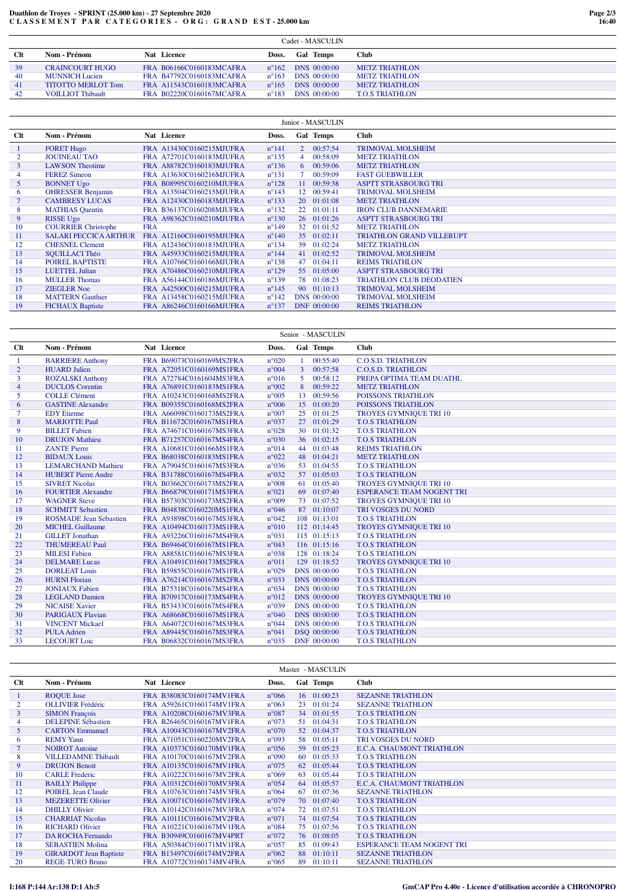**Duathlon de Troyes - SPRINT (25.000 km) - 27 Septembre 2020**
**C L A S S E M E N T   P A R   C A T E G O R I E S -  O R G :   G R A N D   E S T - 25.000 km**

### Cadet - MASCULIN

| Clt | Nom - Prénom | Nat | Licence | Doss. | Gal | Temps | Club |
|---|---|---|---|---|---|---|---|
| 39 | CRAINCOURT HUGO | FRA | B06166C0160183MCAFRA | n°162 | DNS | 00:00:00 | METZ TRIATHLON |
| 40 | MUNNICH Lucien | FRA | B47792C0160183MCAFRA | n°163 | DNS | 00:00:00 | METZ TRIATHLON |
| 41 | TITOTTO MERLOT Tom | FRA | A11543C0160183MCAFRA | n°165 | DNS | 00:00:00 | METZ TRIATHLON |
| 42 | VOILLIOT Thibault | FRA | B02220C0160167MCAFRA | n°183 | DNS | 00:00:00 | T.O.S TRIATHLON |

### Junior - MASCULIN

| Clt | Nom - Prénom | Nat | Licence | Doss. | Gal | Temps | Club |
|---|---|---|---|---|---|---|---|
| 1 | FORET Hugo | FRA | A13430C0160215MJUFRA | n°141 | 2 | 00:57:54 | TRIMOVAL MOLSHEIM |
| 2 | JOUINEAU TAO | FRA | A72701C0160183MJUFRA | n°135 | 4 | 00:58:09 | METZ TRIATHLON |
| 3 | LAWSON Theotime | FRA | A88782C0160183MJUFRA | n°136 | 6 | 00:59:06 | METZ TRIATHLON |
| 4 | FEREZ Simeon | FRA | A13630C0160216MJUFRA | n°131 | 7 | 00:59:09 | FAST GUEBWILLER |
| 5 | BONNET Ugo | FRA | B08995C0160210MJUFRA | n°128 | 11 | 00:59:38 | ASPTT STRASBOURG TRI |
| 6 | OHRESSER Benjamin | FRA | A13504C0160215MJUFRA | n°143 | 12 | 00:59:41 | TRIMOVAL MOLSHEIM |
| 7 | CAMBRESY LUCAS | FRA | A12430C0160183MJUFRA | n°133 | 20 | 01:01:08 | METZ TRIATHLON |
| 8 | MATHIAS Quentin | FRA | B36137C0160208MJUFRA | n°132 | 22 | 01:01:11 | IRON CLUB DANNEMARIE |
| 9 | RISSE Ugo | FRA | A98362C0160210MJUFRA | n°130 | 26 | 01:01:26 | ASPTT STRASBOURG TRI |
| 10 | COURRIER Christophe | FRA | | n°149 | 32 | 01:01:52 | METZ TRIATHLON |
| 11 | SALARI PECCICA ARTHUR | FRA | A12160C0160195MJUFRA | n°140 | 35 | 01:02:11 | TRIATHLON GRAND VILLERUPT |
| 12 | CHESNEL Clement | FRA | A12436C0160183MJUFRA | n°134 | 39 | 01:02:24 | METZ TRIATHLON |
| 13 | SQUILLACI Théo | FRA | A45933C0160215MJUFRA | n°144 | 41 | 01:02:52 | TRIMOVAL MOLSHEIM |
| 14 | POIREL BAPTISTE | FRA | A10766C0160166MJUFRA | n°138 | 47 | 01:04:11 | REIMS TRIATHLON |
| 15 | LUETTEL Julian | FRA | A70486C0160210MJUFRA | n°129 | 55 | 01:05:00 | ASPTT STRASBOURG TRI |
| 16 | MULLER Thomas | FRA | A56144C0160186MJUFRA | n°139 | 78 | 01:08:23 | TRIATHLON CLUB DEODATIEN |
| 17 | ZIEGLER Noe | FRA | A42500C0160215MJUFRA | n°145 | 90 | 01:10:13 | TRIMOVAL MOLSHEIM |
| 18 | MATTERN Gauthier | FRA | A13458C0160215MJUFRA | n°142 | DNS | 00:00:00 | TRIMOVAL MOLSHEIM |
| 19 | FICHAUX Baptiste | FRA | A86246C0160166MJUFRA | n°137 | DNF | 00:00:00 | REIMS TRIATHLON |

### Senior - MASCULIN

| Clt | Nom - Prénom | Nat | Licence | Doss. | Gal | Temps | Club |
|---|---|---|---|---|---|---|---|
| 1 | BARRIERE Anthony | FRA | B69073C0160169MS2FRA | n°020 | 1 | 00:55:40 | C.O.S.D. TRIATHLON |
| 2 | HUARD Julien | FRA | A72051C0160169MS1FRA | n°004 | 3 | 00:57:58 | C.O.S.D. TRIATHLON |
| 3 | ROZALSKI Anthony | FRA | A72784C0161604MS3FRA | n°016 | 5 | 00:58:12 | PREPA OPTIMA TEAM DUATHL |
| 4 | DUCLOS Corentin | FRA | A76891C0160183MS1FRA | n°002 | 8 | 00:59:22 | METZ TRIATHLON |
| 5 | COLLE Clément | FRA | A10243C0160168MS2FRA | n°005 | 13 | 00:59:56 | POISSONS TRIATHLON |
| 6 | GASTINE Alexandre | FRA | B09355C0160168MS2FRA | n°006 | 15 | 01:00:20 | POISSONS TRIATHLON |
| 7 | EDY Etienne | FRA | A66098C0160173MS2FRA | n°007 | 25 | 01:01:25 | TROYES GYMNIQUE TRI 10 |
| 8 | MARIOTTE Paul | FRA | B11672C0160167MS1FRA | n°037 | 27 | 01:01:29 | T.O.S TRIATHLON |
| 9 | BILLET Fabien | FRA | A74671C0160167MS3FRA | n°028 | 30 | 01:01:32 | T.O.S TRIATHLON |
| 10 | DRUJON Mathieu | FRA | B71257C0160171MS4FRA | n°030 | 36 | 01:02:15 | T.O.S TRIATHLON |
| 11 | ZANTE Pierre | FRA | A10681C0160166MS1FRA | n°014 | 44 | 01:03:48 | REIMS TRIATHLON |
| 12 | BIDAUX Louis | FRA | B68038C0160183MS1FRA | n°022 | 48 | 01:04:21 | METZ TRIATHLON |
| 13 | LEMARCHAND Mathieu | FRA | A79045C0160167MS3FRA | n°036 | 53 | 01:04:55 | T.O.S TRIATHLON |
| 14 | HUBERT Pierre Andre | FRA | B31788C0160167MS4FRA | n°032 | 57 | 01:05:03 | T.O.S TRIATHLON |
| 15 | SIVRET Nicolas | FRA | B03662C0160173MS2FRA | n°008 | 61 | 01:05:40 | TROYES GYMNIQUE TRI 10 |
| 16 | FOURTIER Alexandre | FRA | B66879C0160171MS3FRA | n°021 | 69 | 01:07:40 | ESPERANCE TEAM NOGENT TRI |
| 17 | WAGNER Steve | FRA | B57303C0160173MS2FRA | n°009 | 73 | 01:07:52 | TROYES GYMNIQUE TRI 10 |
| 18 | SCHMITT Sebastien | FRA | B04838C0160220MS1FRA | n°046 | 87 | 01:10:07 | TRI VOSGES DU NORD |
| 19 | ROSMADE Jean Sebastien | FRA | A93898C0160167MS3FRA | n°042 | 108 | 01:13:01 | T.O.S TRIATHLON |
| 20 | MICHEL Guillaume | FRA | A10494C0160173MS1FRA | n°010 | 112 | 01:14:45 | TROYES GYMNIQUE TRI 10 |
| 21 | GILLET Jonathan | FRA | A93226C0160167MS4FRA | n°031 | 115 | 01:15:13 | T.O.S TRIATHLON |
| 22 | THUMEREAU Paul | FRA | B69464C0160167MS1FRA | n°043 | 116 | 01:15:16 | T.O.S TRIATHLON |
| 23 | MILESI Fabien | FRA | A88581C0160167MS3FRA | n°038 | 128 | 01:18:24 | T.O.S TRIATHLON |
| 24 | DELMARE Lucas | FRA | A10491C0160173MS2FRA | n°011 | 129 | 01:18:52 | TROYES GYMNIQUE TRI 10 |
| 25 | DORLEAT Louis | FRA | B59855C0160167MS1FRA | n°029 | DNS | 00:00:00 | T.O.S TRIATHLON |
| 26 | HURNI Florian | FRA | A76214C0160167MS2FRA | n°033 | DNS | 00:00:00 | T.O.S TRIATHLON |
| 27 | JONIAUX Fabien | FRA | B75318C0160167MS4FRA | n°034 | DNS | 00:00:00 | T.O.S TRIATHLON |
| 28 | LEGLAND Damien | FRA | B70917C0160173MS4FRA | n°012 | DNS | 00:00:00 | TROYES GYMNIQUE TRI 10 |
| 29 | NICAISE Xavier | FRA | B53433C0160167MS4FRA | n°039 | DNS | 00:00:00 | T.O.S TRIATHLON |
| 30 | PARIGAUX Flavian | FRA | A68668C0160167MS1FRA | n°040 | DNS | 00:00:00 | T.O.S TRIATHLON |
| 31 | VINCENT Mickael | FRA | A64072C0160167MS3FRA | n°044 | DNS | 00:00:00 | T.O.S TRIATHLON |
| 32 | PULA Adrien | FRA | A89445C0160167MS3FRA | n°041 | DSQ | 00:00:00 | T.O.S TRIATHLON |
| 33 | LECOURT Loic | FRA | B06832C0160167MS3FRA | n°035 | DNF | 00:00:00 | T.O.S TRIATHLON |

### Master - MASCULIN

| Clt | Nom - Prénom | Nat | Licence | Doss. | Gal | Temps | Club |
|---|---|---|---|---|---|---|---|
| 1 | ROQUE Jose | FRA | B38083C0160174MV1FRA | n°066 | 16 | 01:00:23 | SEZANNE TRIATHLON |
| 2 | OLLIVIER Frédéric | FRA | A59261C0160174MV1FRA | n°063 | 23 | 01:01:24 | SEZANNE TRIATHLON |
| 3 | SIMON François | FRA | A10208C0160167MV3FRA | n°087 | 34 | 01:01:55 | T.O.S TRIATHLON |
| 4 | DELEPINE Sébastien | FRA | B26465C0160167MV1FRA | n°073 | 51 | 01:04:31 | T.O.S TRIATHLON |
| 5 | CARTON Emmanuel | FRA | A10043C0160167MV2FRA | n°070 | 52 | 01:04:37 | T.O.S TRIATHLON |
| 6 | REMY Yann | FRA | A71051C0160220MV2FRA | n°093 | 58 | 01:05:11 | TRI VOSGES DU NORD |
| 7 | NOIROT Antoine | FRA | A10373C0160170MV1FRA | n°056 | 59 | 01:05:23 | E.C.A. CHAUMONT TRIATHLON |
| 8 | VILLEDAMNE Thibault | FRA | A10170C0160167MV2FRA | n°090 | 60 | 01:05:33 | T.O.S TRIATHLON |
| 9 | DRUJON Benoit | FRA | A10135C0160167MV1FRA | n°075 | 62 | 01:05:44 | T.O.S TRIATHLON |
| 10 | CARLE Frederic | FRA | A10222C0160167MV2FRA | n°069 | 63 | 01:05:44 | T.O.S TRIATHLON |
| 11 | BAILLY Philippe | FRA | A10312C0160170MV3FRA | n°054 | 64 | 01:05:57 | E.C.A. CHAUMONT TRIATHLON |
| 12 | POIREL Jean Claude | FRA | A10763C0160174MV3FRA | n°064 | 67 | 01:07:36 | SEZANNE TRIATHLON |
| 13 | MEZERETTE Olivier | FRA | A10071C0160167MV1FRA | n°079 | 70 | 01:07:40 | T.O.S TRIATHLON |
| 14 | DHILLY Olivier | FRA | A10142C0160167MV3FRA | n°074 | 72 | 01:07:51 | T.O.S TRIATHLON |
| 15 | CHARRIAT Nicolas | FRA | A10111C0160167MV2FRA | n°071 | 74 | 01:07:54 | T.O.S TRIATHLON |
| 16 | RICHARD Olivier | FRA | A10221C0160167MV1FRA | n°084 | 75 | 01:07:56 | T.O.S TRIATHLON |
| 17 | DA ROCHA Fernando | FRA | B30949C0160167MV4PRT | n°072 | 76 | 01:08:05 | T.O.S TRIATHLON |
| 18 | SEBASTIEN Molina | FRA | A50384C0160171MV1FRA | n°057 | 85 | 01:09:43 | ESPERANCE TEAM NOGENT TRI |
| 19 | GIRARDOT Jean Baptiste | FRA | B13497C0160174MV2FRA | n°062 | 88 | 01:10:11 | SEZANNE TRIATHLON |
| 20 | REGE-TURO Bruno | FRA | A10772C0160174MV4FRA | n°065 | 89 | 01:10:11 | SEZANNE TRIATHLON |

I:168 P:144 Ar:138 D:1 Ab:5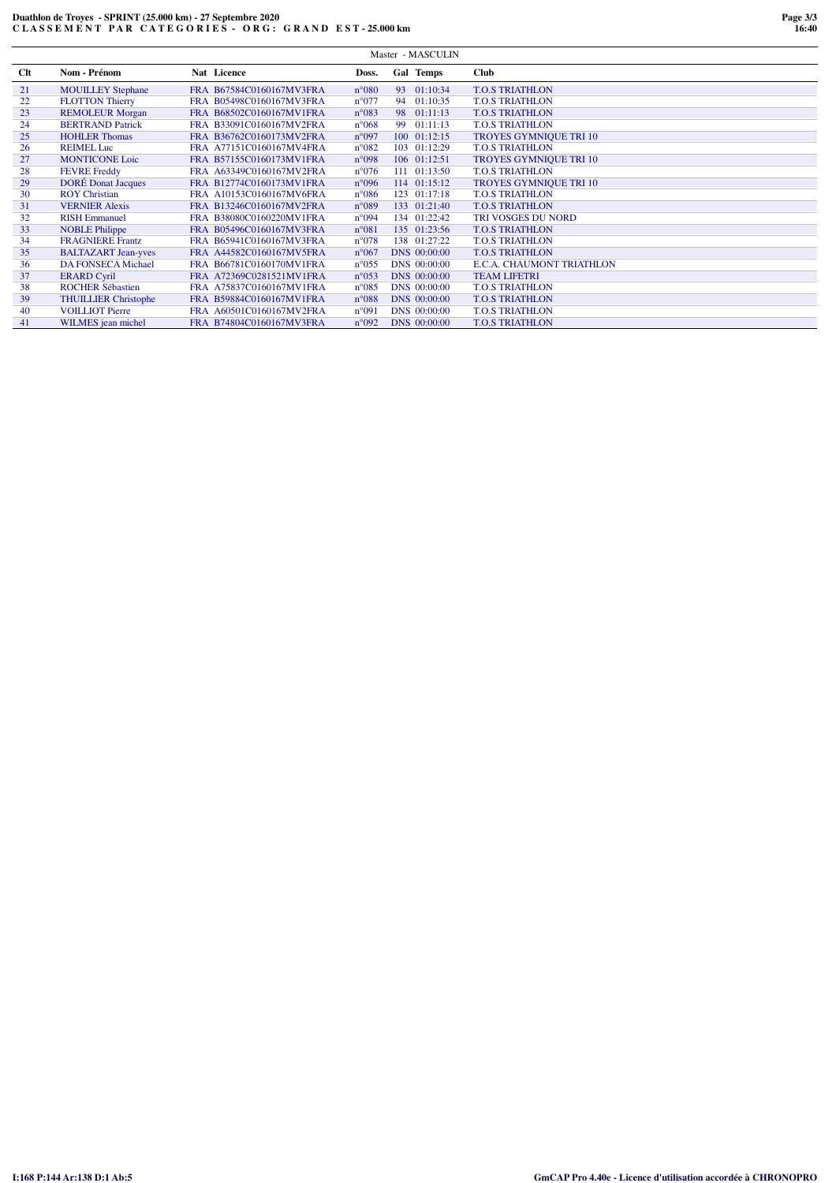Master - MASCULIN

| Clt | Nom - Prénom | Nat | Licence | Doss. | Gal | Temps | Club |
|---|---|---|---|---|---|---|---|
| 21 | MOUILLEY Stephane | FRA | B67584C0160167MV3FRA | n°080 | 93 | 01:10:34 | T.O.S TRIATHLON |
| 22 | FLOTTON Thierry | FRA | B05498C0160167MV3FRA | n°077 | 94 | 01:10:35 | T.O.S TRIATHLON |
| 23 | REMOLEUR Morgan | FRA | B68502C0160167MV1FRA | n°083 | 98 | 01:11:13 | T.O.S TRIATHLON |
| 24 | BERTRAND Patrick | FRA | B33091C0160167MV2FRA | n°068 | 99 | 01:11:13 | T.O.S TRIATHLON |
| 25 | HOHLER Thomas | FRA | B36762C0160173MV2FRA | n°097 | 100 | 01:12:15 | TROYES GYMNIQUE TRI 10 |
| 26 | REIMEL Luc | FRA | A77151C0160167MV4FRA | n°082 | 103 | 01:12:29 | T.O.S TRIATHLON |
| 27 | MONTICONE Loic | FRA | B57155C0160173MV1FRA | n°098 | 106 | 01:12:51 | TROYES GYMNIQUE TRI 10 |
| 28 | FEVRE Freddy | FRA | A63349C0160167MV2FRA | n°076 | 111 | 01:13:50 | T.O.S TRIATHLON |
| 29 | DORÉ Donat Jacques | FRA | B12774C0160173MV1FRA | n°096 | 114 | 01:15:12 | TROYES GYMNIQUE TRI 10 |
| 30 | ROY Christian | FRA | A10153C0160167MV6FRA | n°086 | 123 | 01:17:18 | T.O.S TRIATHLON |
| 31 | VERNIER Alexis | FRA | B13246C0160167MV2FRA | n°089 | 133 | 01:21:40 | T.O.S TRIATHLON |
| 32 | RISH Emmanuel | FRA | B38080C0160220MV1FRA | n°094 | 134 | 01:22:42 | TRI VOSGES DU NORD |
| 33 | NOBLE Philippe | FRA | B05496C0160167MV3FRA | n°081 | 135 | 01:23:56 | T.O.S TRIATHLON |
| 34 | FRAGNIERE Frantz | FRA | B65941C0160167MV3FRA | n°078 | 138 | 01:27:22 | T.O.S TRIATHLON |
| 35 | BALTAZART Jean-yves | FRA | A44582C0160167MV5FRA | n°067 | DNS | 00:00:00 | T.O.S TRIATHLON |
| 36 | DA FONSECA Michael | FRA | B66781C0160170MV1FRA | n°055 | DNS | 00:00:00 | E.C.A. CHAUMONT TRIATHLON |
| 37 | ERARD Cyril | FRA | A72369C0281521MV1FRA | n°053 | DNS | 00:00:00 | TEAM LIFETRI |
| 38 | ROCHER Sébastien | FRA | A75837C0160167MV1FRA | n°085 | DNS | 00:00:00 | T.O.S TRIATHLON |
| 39 | THUILLIER Christophe | FRA | B59884C0160167MV1FRA | n°088 | DNS | 00:00:00 | T.O.S TRIATHLON |
| 40 | VOILLIOT Pierre | FRA | A60501C0160167MV2FRA | n°091 | DNS | 00:00:00 | T.O.S TRIATHLON |
| 41 | WILMES jean michel | FRA | B74804C0160167MV3FRA | n°092 | DNS | 00:00:00 | T.O.S TRIATHLON |

I:168 P:144 Ar:138 D:1 Ab:5